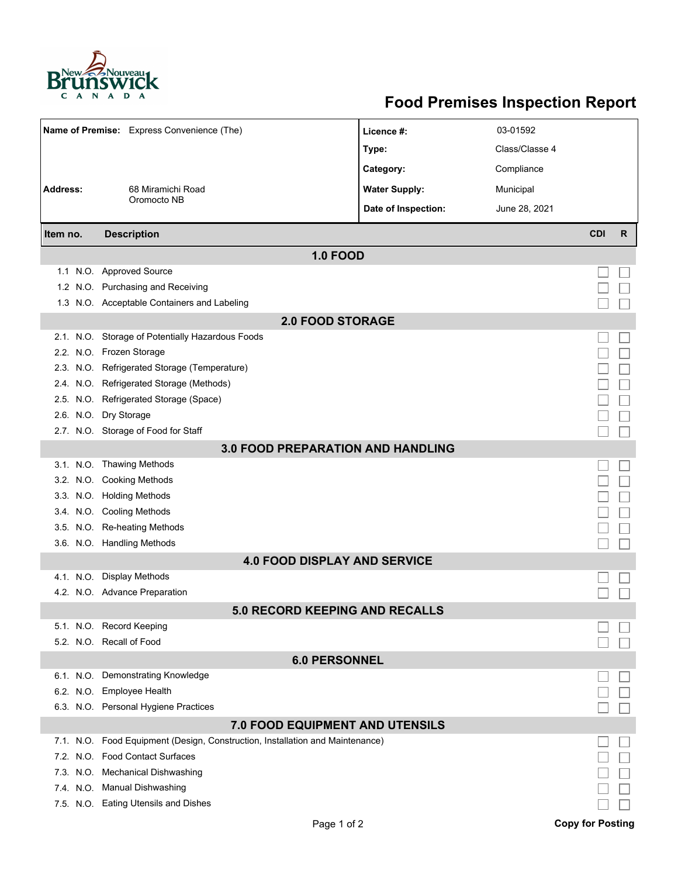# Food Premises Inspection Report

| | | | |
|---|---|---|---|
| **Name of Premise:** | Express Convenience (The) | **Licence #:** | 03-01592 |
| | | **Type:** | Class/Classe 4 |
| | | **Category:** | Compliance |
| **Address:** | 68 Miramichi Road<br>Oromocto NB | **Water Supply:** | Municipal |
| | | **Date of Inspection:** | June 28, 2021 |

| Item no. | | Description | CDI | R |
|---|---|---|---|---|
| **1.0 FOOD** | | | | |
| 1.1 | N.O. | Approved Source | ☐ | ☐ |
| 1.2 | N.O. | Purchasing and Receiving | ☐ | ☐ |
| 1.3 | N.O. | Acceptable Containers and Labeling | ☐ | ☐ |
| **2.0 FOOD STORAGE** | | | | |
| 2.1. | N.O. | Storage of Potentially Hazardous Foods | ☐ | ☐ |
| 2.2. | N.O. | Frozen Storage | ☐ | ☐ |
| 2.3. | N.O. | Refrigerated Storage (Temperature) | ☐ | ☐ |
| 2.4. | N.O. | Refrigerated Storage (Methods) | ☐ | ☐ |
| 2.5. | N.O. | Refrigerated Storage (Space) | ☐ | ☐ |
| 2.6. | N.O. | Dry Storage | ☐ | ☐ |
| 2.7. | N.O. | Storage of Food for Staff | ☐ | ☐ |
| **3.0 FOOD PREPARATION AND HANDLING** | | | | |
| 3.1. | N.O. | Thawing Methods | ☐ | ☐ |
| 3.2. | N.O. | Cooking Methods | ☐ | ☐ |
| 3.3. | N.O. | Holding Methods | ☐ | ☐ |
| 3.4. | N.O. | Cooling Methods | ☐ | ☐ |
| 3.5. | N.O. | Re-heating Methods | ☐ | ☐ |
| 3.6. | N.O. | Handling Methods | ☐ | ☐ |
| **4.0 FOOD DISPLAY AND SERVICE** | | | | |
| 4.1. | N.O. | Display Methods | ☐ | ☐ |
| 4.2. | N.O. | Advance Preparation | ☐ | ☐ |
| **5.0 RECORD KEEPING AND RECALLS** | | | | |
| 5.1. | N.O. | Record Keeping | ☐ | ☐ |
| 5.2. | N.O. | Recall of Food | ☐ | ☐ |
| **6.0 PERSONNEL** | | | | |
| 6.1. | N.O. | Demonstrating Knowledge | ☐ | ☐ |
| 6.2. | N.O. | Employee Health | ☐ | ☐ |
| 6.3. | N.O. | Personal Hygiene Practices | ☐ | ☐ |
| **7.0 FOOD EQUIPMENT AND UTENSILS** | | | | |
| 7.1. | N.O. | Food Equipment (Design, Construction, Installation and Maintenance) | ☐ | ☐ |
| 7.2. | N.O. | Food Contact Surfaces | ☐ | ☐ |
| 7.3. | N.O. | Mechanical Dishwashing | ☐ | ☐ |
| 7.4. | N.O. | Manual Dishwashing | ☐ | ☐ |
| 7.5. | N.O. | Eating Utensils and Dishes | ☐ | ☐ |

**Copy for Posting**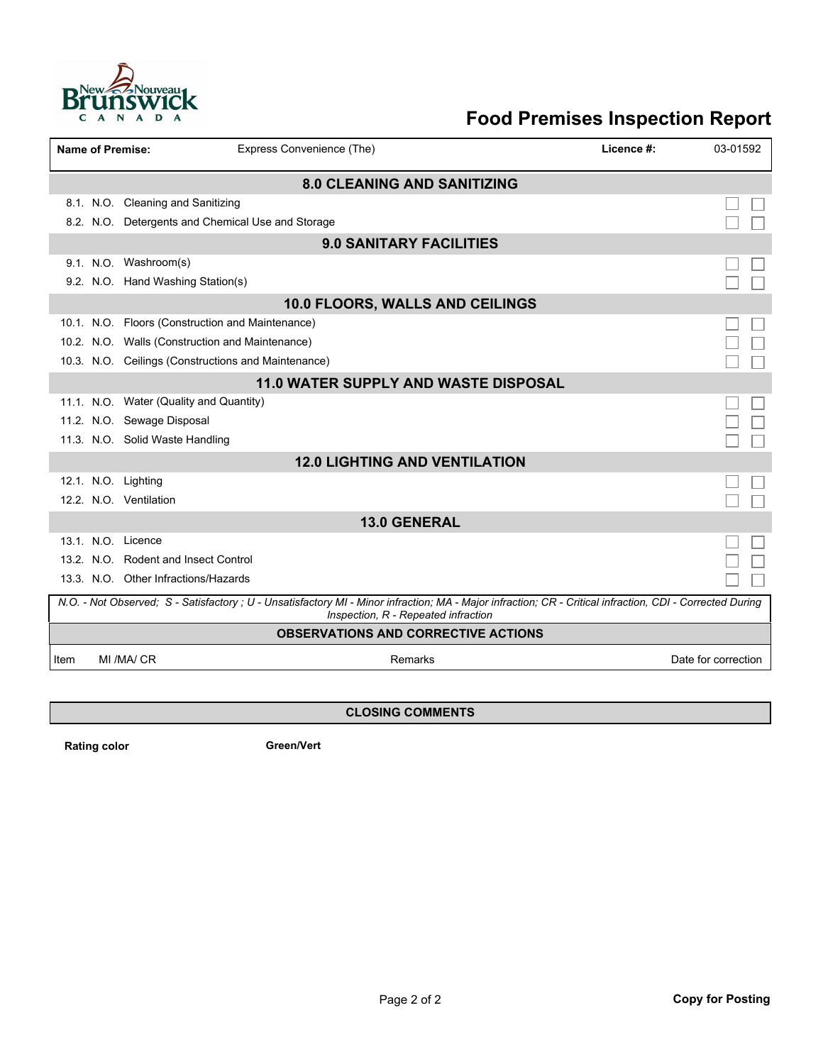# Food Premises Inspection Report

| **Name of Premise:** | Express Convenience (The) | **Licence #:** | 03-01592 |
|---|---|---|---|

## 8.0 CLEANING AND SANITIZING

| | | | | |
|---|---|---|---|---|
| 8.1. | N.O. | Cleaning and Sanitizing | ☐ | ☐ |
| 8.2. | N.O. | Detergents and Chemical Use and Storage | ☐ | ☐ |

## 9.0 SANITARY FACILITIES

| | | | | |
|---|---|---|---|---|
| 9.1. | N.O. | Washroom(s) | ☐ | ☐ |
| 9.2. | N.O. | Hand Washing Station(s) | ☐ | ☐ |

## 10.0 FLOORS, WALLS AND CEILINGS

| | | | | |
|---|---|---|---|---|
| 10.1. | N.O. | Floors (Construction and Maintenance) | ☐ | ☐ |
| 10.2. | N.O. | Walls (Construction and Maintenance) | ☐ | ☐ |
| 10.3. | N.O. | Ceilings (Constructions and Maintenance) | ☐ | ☐ |

## 11.0 WATER SUPPLY AND WASTE DISPOSAL

| | | | | |
|---|---|---|---|---|
| 11.1. | N.O. | Water (Quality and Quantity) | ☐ | ☐ |
| 11.2. | N.O. | Sewage Disposal | ☐ | ☐ |
| 11.3. | N.O. | Solid Waste Handling | ☐ | ☐ |

## 12.0 LIGHTING AND VENTILATION

| | | | | |
|---|---|---|---|---|
| 12.1. | N.O. | Lighting | ☐ | ☐ |
| 12.2. | N.O. | Ventilation | ☐ | ☐ |

## 13.0 GENERAL

| | | | | |
|---|---|---|---|---|
| 13.1. | N.O. | Licence | ☐ | ☐ |
| 13.2. | N.O. | Rodent and Insect Control | ☐ | ☐ |
| 13.3. | N.O. | Other Infractions/Hazards | ☐ | ☐ |

*N.O. - Not Observed; S - Satisfactory ; U - Unsatisfactory MI - Minor infraction; MA - Major infraction; CR - Critical infraction, CDI - Corrected During Inspection, R - Repeated infraction*

## OBSERVATIONS AND CORRECTIVE ACTIONS

| Item | MI /MA/ CR | Remarks | Date for correction |
|---|---|---|---|

## CLOSING COMMENTS

**Rating color** **Green/Vert**

**Copy for Posting**